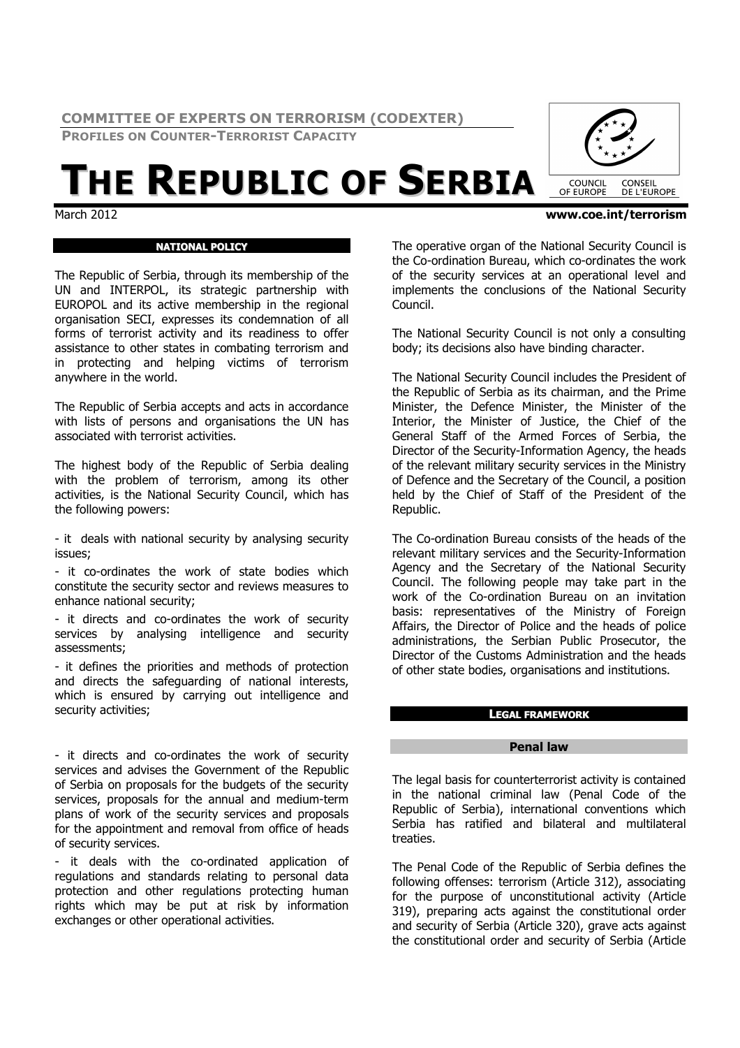**COMMITTEE OF EXPERTS ON TERRORISM (CODEXTER)**

**PROFILES ON COUNTER-TERRORIST CAPACITY**

# THE REPUBLIC OF SERBIA

March 2012

www.coe.int/terrorism

## NATIONAL POLICY

The Republic of Serbia, through its membership of the UN and INTERPOL, its strategic partnership with EUROPOL and its active membership in the regional organisation SECI, expresses its condemnation of all forms of terrorist activity and its readiness to offer assistance to other states in combating terrorism and in protecting and helping victims of terrorism anywhere in the world.

The Republic of Serbia accepts and acts in accordance with lists of persons and organisations the UN has associated with terrorist activities.

The highest body of the Republic of Serbia dealing with the problem of terrorism, among its other activities, is the National Security Council, which has the following powers:

- it deals with national security by analysing security issues;
- it co-ordinates the work of state bodies which constitute the security sector and reviews measures to enhance national security;
- it directs and co-ordinates the work of security services by analysing intelligence and security assessments;
- it defines the priorities and methods of protection and directs the safeguarding of national interests, which is ensured by carrying out intelligence and security activities;
- it directs and co-ordinates the work of security services and advises the Government of the Republic of Serbia on proposals for the budgets of the security services, proposals for the annual and medium-term plans of work of the security services and proposals for the appointment and removal from office of heads of security services.
- it deals with the co-ordinated application of regulations and standards relating to personal data protection and other regulations protecting human rights which may be put at risk by information exchanges or other operational activities.

The operative organ of the National Security Council is the Co-ordination Bureau, which co-ordinates the work of the security services at an operational level and implements the conclusions of the National Security Council.

The National Security Council is not only a consulting body; its decisions also have binding character.

The National Security Council includes the President of the Republic of Serbia as its chairman, and the Prime Minister, the Defence Minister, the Minister of the Interior, the Minister of Justice, the Chief of the General Staff of the Armed Forces of Serbia, the Director of the Security-Information Agency, the heads of the relevant military security services in the Ministry of Defence and the Secretary of the Council, a position held by the Chief of Staff of the President of the Republic.

The Co-ordination Bureau consists of the heads of the relevant military services and the Security-Information Agency and the Secretary of the National Security Council. The following people may take part in the work of the Co-ordination Bureau on an invitation basis: representatives of the Ministry of Foreign Affairs, the Director of Police and the heads of police administrations, the Serbian Public Prosecutor, the Director of the Customs Administration and the heads of other state bodies, organisations and institutions.

## LEGAL FRAMEWORK

### Penal law

The legal basis for counterterrorist activity is contained in the national criminal law (Penal Code of the Republic of Serbia), international conventions which Serbia has ratified and bilateral and multilateral treaties.

The Penal Code of the Republic of Serbia defines the following offenses: terrorism (Article 312), associating for the purpose of unconstitutional activity (Article 319), preparing acts against the constitutional order and security of Serbia (Article 320), grave acts against the constitutional order and security of Serbia (Article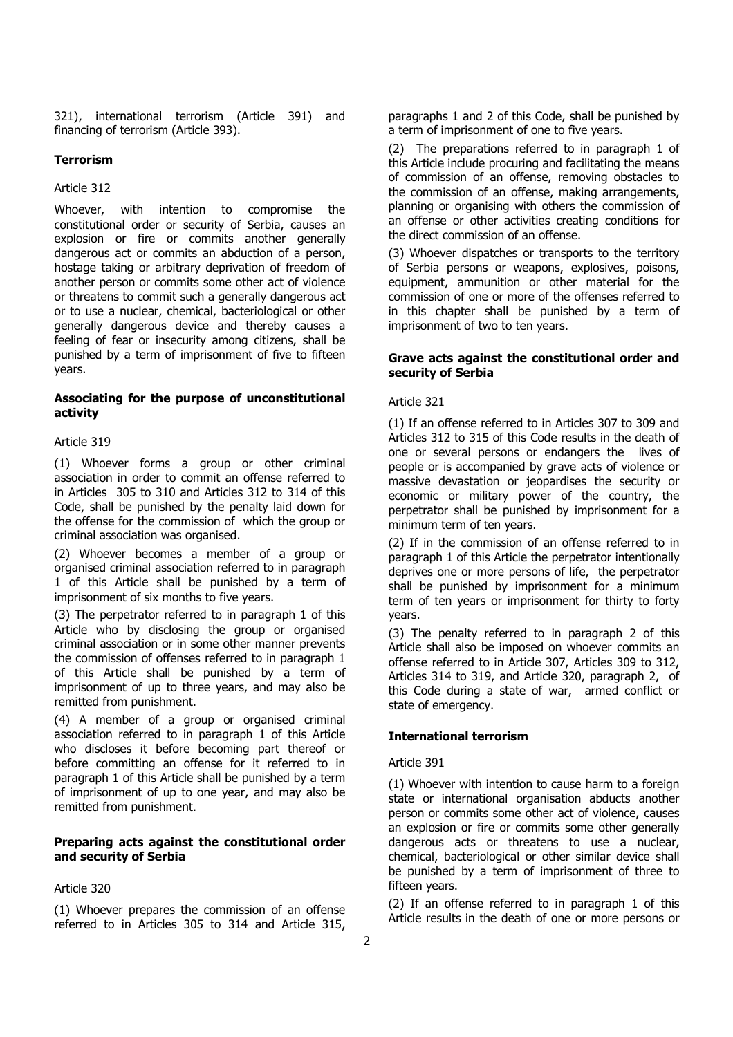321), international terrorism (Article 391) and financing of terrorism (Article 393).

**Terrorism**

Article 312

Whoever, with intention to compromise the constitutional order or security of Serbia, causes an explosion or fire or commits another generally dangerous act or commits an abduction of a person, hostage taking or arbitrary deprivation of freedom of another person or commits some other act of violence or threatens to commit such a generally dangerous act or to use a nuclear, chemical, bacteriological or other generally dangerous device and thereby causes a feeling of fear or insecurity among citizens, shall be punished by a term of imprisonment of five to fifteen years.

**Associating for the purpose of unconstitutional activity**

Article 319

(1) Whoever forms a group or other criminal association in order to commit an offense referred to in Articles 305 to 310 and Articles 312 to 314 of this Code, shall be punished by the penalty laid down for the offense for the commission of which the group or criminal association was organised.

(2) Whoever becomes a member of a group or organised criminal association referred to in paragraph 1 of this Article shall be punished by a term of imprisonment of six months to five years.

(3) The perpetrator referred to in paragraph 1 of this Article who by disclosing the group or organised criminal association or in some other manner prevents the commission of offenses referred to in paragraph 1 of this Article shall be punished by a term of imprisonment of up to three years, and may also be remitted from punishment.

(4) A member of a group or organised criminal association referred to in paragraph 1 of this Article who discloses it before becoming part thereof or before committing an offense for it referred to in paragraph 1 of this Article shall be punished by a term of imprisonment of up to one year, and may also be remitted from punishment.

**Preparing acts against the constitutional order and security of Serbia**

Article 320

(1) Whoever prepares the commission of an offense referred to in Articles 305 to 314 and Article 315, paragraphs 1 and 2 of this Code, shall be punished by a term of imprisonment of one to five years.

(2) The preparations referred to in paragraph 1 of this Article include procuring and facilitating the means of commission of an offense, removing obstacles to the commission of an offense, making arrangements, planning or organising with others the commission of an offense or other activities creating conditions for the direct commission of an offense.

(3) Whoever dispatches or transports to the territory of Serbia persons or weapons, explosives, poisons, equipment, ammunition or other material for the commission of one or more of the offenses referred to in this chapter shall be punished by a term of imprisonment of two to ten years.

**Grave acts against the constitutional order and security of Serbia**

Article 321

(1) If an offense referred to in Articles 307 to 309 and Articles 312 to 315 of this Code results in the death of one or several persons or endangers the lives of people or is accompanied by grave acts of violence or massive devastation or jeopardises the security or economic or military power of the country, the perpetrator shall be punished by imprisonment for a minimum term of ten years.

(2) If in the commission of an offense referred to in paragraph 1 of this Article the perpetrator intentionally deprives one or more persons of life, the perpetrator shall be punished by imprisonment for a minimum term of ten years or imprisonment for thirty to forty years.

(3) The penalty referred to in paragraph 2 of this Article shall also be imposed on whoever commits an offense referred to in Article 307, Articles 309 to 312, Articles 314 to 319, and Article 320, paragraph 2, of this Code during a state of war, armed conflict or state of emergency.

**International terrorism**

Article 391

(1) Whoever with intention to cause harm to a foreign state or international organisation abducts another person or commits some other act of violence, causes an explosion or fire or commits some other generally dangerous acts or threatens to use a nuclear, chemical, bacteriological or other similar device shall be punished by a term of imprisonment of three to fifteen years.

(2) If an offense referred to in paragraph 1 of this Article results in the death of one or more persons or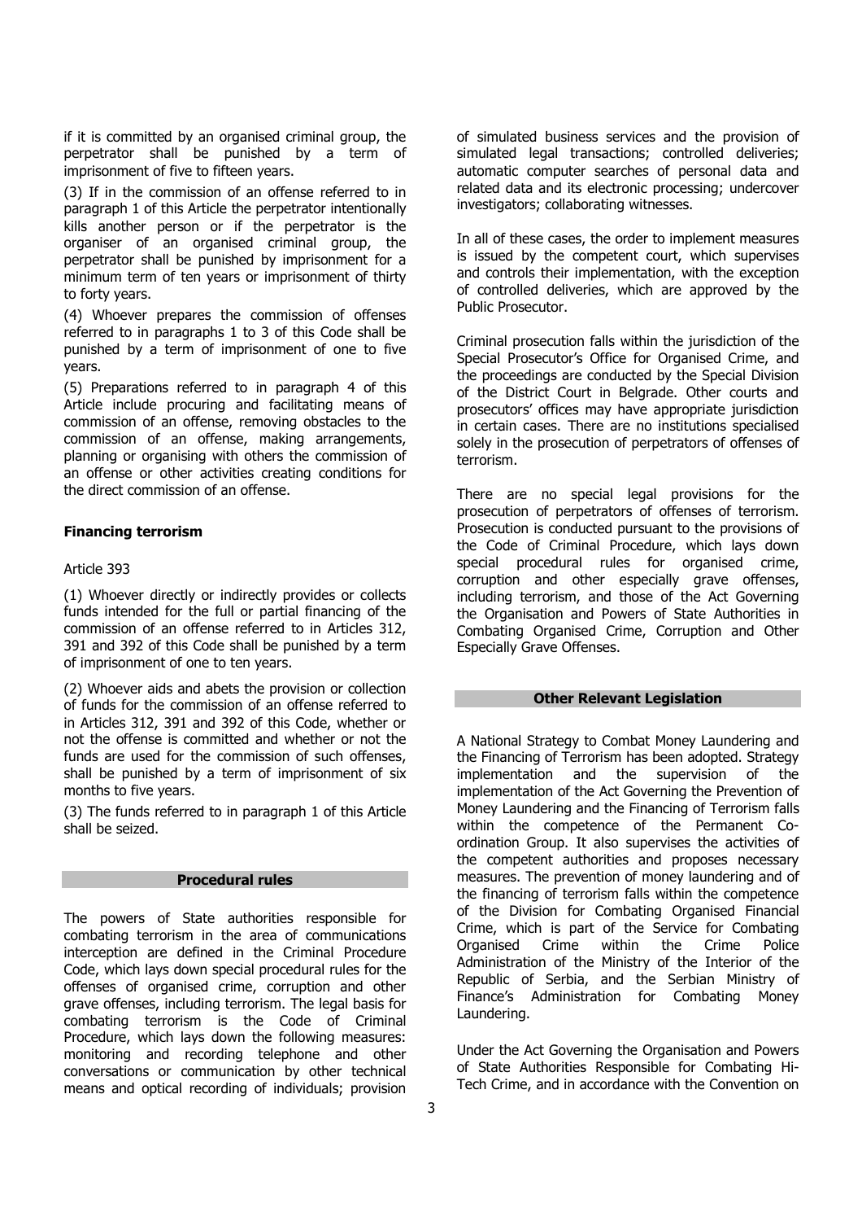if it is committed by an organised criminal group, the perpetrator shall be punished by a term of imprisonment of five to fifteen years.

(3) If in the commission of an offense referred to in paragraph 1 of this Article the perpetrator intentionally kills another person or if the perpetrator is the organiser of an organised criminal group, the perpetrator shall be punished by imprisonment for a minimum term of ten years or imprisonment of thirty to forty years.

(4) Whoever prepares the commission of offenses referred to in paragraphs 1 to 3 of this Code shall be punished by a term of imprisonment of one to five years.

(5) Preparations referred to in paragraph 4 of this Article include procuring and facilitating means of commission of an offense, removing obstacles to the commission of an offense, making arrangements, planning or organising with others the commission of an offense or other activities creating conditions for the direct commission of an offense.

**Financing terrorism**

Article 393

(1) Whoever directly or indirectly provides or collects funds intended for the full or partial financing of the commission of an offense referred to in Articles 312, 391 and 392 of this Code shall be punished by a term of imprisonment of one to ten years.

(2) Whoever aids and abets the provision or collection of funds for the commission of an offense referred to in Articles 312, 391 and 392 of this Code, whether or not the offense is committed and whether or not the funds are used for the commission of such offenses, shall be punished by a term of imprisonment of six months to five years.

(3) The funds referred to in paragraph 1 of this Article shall be seized.

## Procedural rules

The powers of State authorities responsible for combating terrorism in the area of communications interception are defined in the Criminal Procedure Code, which lays down special procedural rules for the offenses of organised crime, corruption and other grave offenses, including terrorism. The legal basis for combating terrorism is the Code of Criminal Procedure, which lays down the following measures: monitoring and recording telephone and other conversations or communication by other technical means and optical recording of individuals; provision of simulated business services and the provision of simulated legal transactions; controlled deliveries; automatic computer searches of personal data and related data and its electronic processing; undercover investigators; collaborating witnesses.

In all of these cases, the order to implement measures is issued by the competent court, which supervises and controls their implementation, with the exception of controlled deliveries, which are approved by the Public Prosecutor.

Criminal prosecution falls within the jurisdiction of the Special Prosecutor's Office for Organised Crime, and the proceedings are conducted by the Special Division of the District Court in Belgrade. Other courts and prosecutors' offices may have appropriate jurisdiction in certain cases. There are no institutions specialised solely in the prosecution of perpetrators of offenses of terrorism.

There are no special legal provisions for the prosecution of perpetrators of offenses of terrorism. Prosecution is conducted pursuant to the provisions of the Code of Criminal Procedure, which lays down special procedural rules for organised crime, corruption and other especially grave offenses, including terrorism, and those of the Act Governing the Organisation and Powers of State Authorities in Combating Organised Crime, Corruption and Other Especially Grave Offenses.

## Other Relevant Legislation

A National Strategy to Combat Money Laundering and the Financing of Terrorism has been adopted. Strategy implementation and the supervision of the implementation of the Act Governing the Prevention of Money Laundering and the Financing of Terrorism falls within the competence of the Permanent Co-ordination Group. It also supervises the activities of the competent authorities and proposes necessary measures. The prevention of money laundering and of the financing of terrorism falls within the competence of the Division for Combating Organised Financial Crime, which is part of the Service for Combating Organised Crime within the Crime Police Administration of the Ministry of the Interior of the Republic of Serbia, and the Serbian Ministry of Finance's Administration for Combating Money Laundering.

Under the Act Governing the Organisation and Powers of State Authorities Responsible for Combating Hi-Tech Crime, and in accordance with the Convention on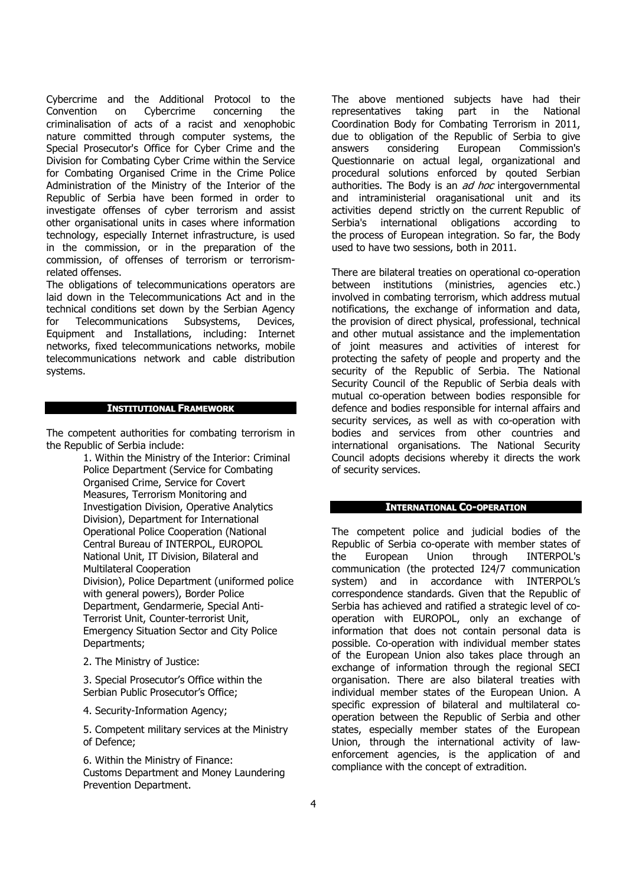Cybercrime and the Additional Protocol to the Convention on Cybercrime concerning the criminalisation of acts of a racist and xenophobic nature committed through computer systems, the Special Prosecutor's Office for Cyber Crime and the Division for Combating Cyber Crime within the Service for Combating Organised Crime in the Crime Police Administration of the Ministry of the Interior of the Republic of Serbia have been formed in order to investigate offenses of cyber terrorism and assist other organisational units in cases where information technology, especially Internet infrastructure, is used in the commission, or in the preparation of the commission, of offenses of terrorism or terrorism-related offenses.

The obligations of telecommunications operators are laid down in the Telecommunications Act and in the technical conditions set down by the Serbian Agency for Telecommunications Subsystems, Devices, Equipment and Installations, including: Internet networks, fixed telecommunications networks, mobile telecommunications network and cable distribution systems.

## INSTITUTIONAL FRAMEWORK

The competent authorities for combating terrorism in the Republic of Serbia include:

1. Within the Ministry of the Interior: Criminal Police Department (Service for Combating Organised Crime, Service for Covert Measures, Terrorism Monitoring and Investigation Division, Operative Analytics Division), Department for International Operational Police Cooperation (National Central Bureau of INTERPOL, EUROPOL National Unit, IT Division, Bilateral and Multilateral Cooperation Division), Police Department (uniformed police with general powers), Border Police Department, Gendarmerie, Special Anti-Terrorist Unit, Counter-terrorist Unit, Emergency Situation Sector and City Police Departments;
2. The Ministry of Justice:
3. Special Prosecutor's Office within the Serbian Public Prosecutor's Office;
4. Security-Information Agency;
5. Competent military services at the Ministry of Defence;
6. Within the Ministry of Finance: Customs Department and Money Laundering Prevention Department.

The above mentioned subjects have had their representatives taking part in the National Coordination Body for Combating Terrorism in 2011, due to obligation of the Republic of Serbia to give answers considering European Commission's Questionnarie on actual legal, organizational and procedural solutions enforced by qouted Serbian authorities. The Body is an *ad hoc* intergovernmental and intraministerial oraganisational unit and its activities depend strictly on the current Republic of Serbia's international obligations according to the process of European integration. So far, the Body used to have two sessions, both in 2011.

There are bilateral treaties on operational co-operation between institutions (ministries, agencies etc.) involved in combating terrorism, which address mutual notifications, the exchange of information and data, the provision of direct physical, professional, technical and other mutual assistance and the implementation of joint measures and activities of interest for protecting the safety of people and property and the security of the Republic of Serbia. The National Security Council of the Republic of Serbia deals with mutual co-operation between bodies responsible for defence and bodies responsible for internal affairs and security services, as well as with co-operation with bodies and services from other countries and international organisations. The National Security Council adopts decisions whereby it directs the work of security services.

## INTERNATIONAL CO-OPERATION

The competent police and judicial bodies of the Republic of Serbia co-operate with member states of the European Union through INTERPOL's communication (the protected I24/7 communication system) and in accordance with INTERPOL's correspondence standards. Given that the Republic of Serbia has achieved and ratified a strategic level of co-operation with EUROPOL, only an exchange of information that does not contain personal data is possible. Co-operation with individual member states of the European Union also takes place through an exchange of information through the regional SECI organisation. There are also bilateral treaties with individual member states of the European Union. A specific expression of bilateral and multilateral co-operation between the Republic of Serbia and other states, especially member states of the European Union, through the international activity of law-enforcement agencies, is the application of and compliance with the concept of extradition.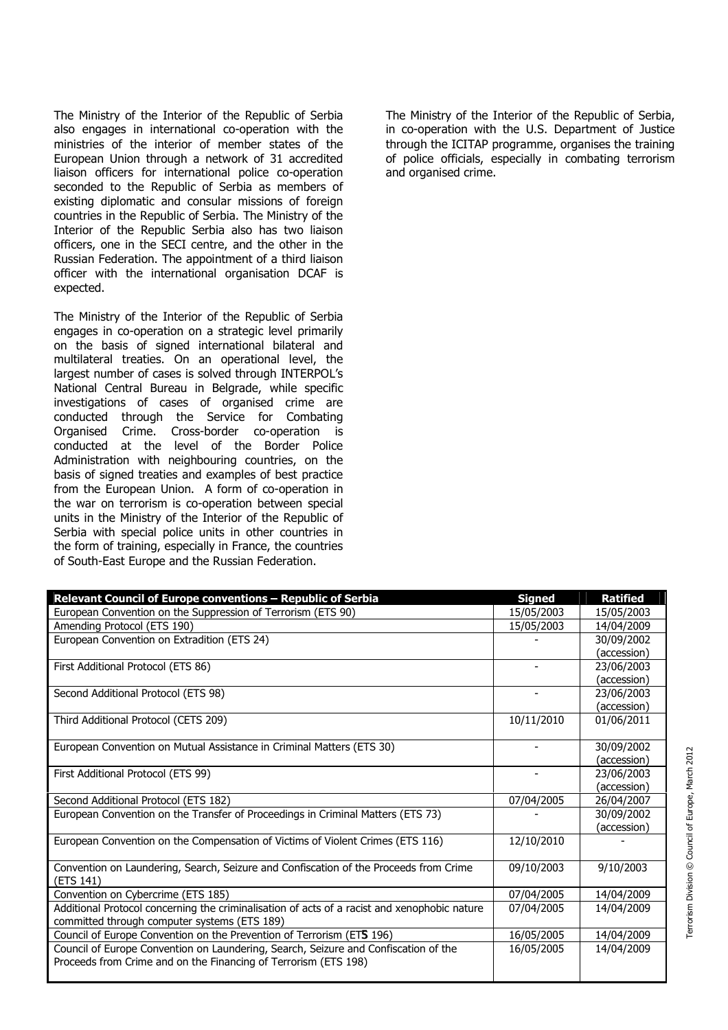The Ministry of the Interior of the Republic of Serbia also engages in international co-operation with the ministries of the interior of member states of the European Union through a network of 31 accredited liaison officers for international police co-operation seconded to the Republic of Serbia as members of existing diplomatic and consular missions of foreign countries in the Republic of Serbia. The Ministry of the Interior of the Republic Serbia also has two liaison officers, one in the SECI centre, and the other in the Russian Federation. The appointment of a third liaison officer with the international organisation DCAF is expected.

The Ministry of the Interior of the Republic of Serbia engages in co-operation on a strategic level primarily on the basis of signed international bilateral and multilateral treaties. On an operational level, the largest number of cases is solved through INTERPOL's National Central Bureau in Belgrade, while specific investigations of cases of organised crime are conducted through the Service for Combating Organised Crime. Cross-border co-operation is conducted at the level of the Border Police Administration with neighbouring countries, on the basis of signed treaties and examples of best practice from the European Union. A form of co-operation in the war on terrorism is co-operation between special units in the Ministry of the Interior of the Republic of Serbia with special police units in other countries in the form of training, especially in France, the countries of South-East Europe and the Russian Federation.

The Ministry of the Interior of the Republic of Serbia, in co-operation with the U.S. Department of Justice through the ICITAP programme, organises the training of police officials, especially in combating terrorism and organised crime.

| Relevant Council of Europe conventions – Republic of Serbia | Signed | Ratified |
|---|---|---|
| European Convention on the Suppression of Terrorism (ETS 90) | 15/05/2003 | 15/05/2003 |
| Amending Protocol (ETS 190) | 15/05/2003 | 14/04/2009 |
| European Convention on Extradition (ETS 24) | - | 30/09/2002 (accession) |
| First Additional Protocol (ETS 86) | - | 23/06/2003 (accession) |
| Second Additional Protocol (ETS 98) | - | 23/06/2003 (accession) |
| Third Additional Protocol (CETS 209) | 10/11/2010 | 01/06/2011 |
| European Convention on Mutual Assistance in Criminal Matters (ETS 30) | - | 30/09/2002 (accession) |
| First Additional Protocol (ETS 99) | - | 23/06/2003 (accession) |
| Second Additional Protocol (ETS 182) | 07/04/2005 | 26/04/2007 |
| European Convention on the Transfer of Proceedings in Criminal Matters (ETS 73) | - | 30/09/2002 (accession) |
| European Convention on the Compensation of Victims of Violent Crimes (ETS 116) | 12/10/2010 | - |
| Convention on Laundering, Search, Seizure and Confiscation of the Proceeds from Crime (ETS 141) | 09/10/2003 | 9/10/2003 |
| Convention on Cybercrime (ETS 185) | 07/04/2005 | 14/04/2009 |
| Additional Protocol concerning the criminalisation of acts of a racist and xenophobic nature committed through computer systems (ETS 189) | 07/04/2005 | 14/04/2009 |
| Council of Europe Convention on the Prevention of Terrorism (ETS 196) | 16/05/2005 | 14/04/2009 |
| Council of Europe Convention on Laundering, Search, Seizure and Confiscation of the Proceeds from Crime and on the Financing of Terrorism (ETS 198) | 16/05/2005 | 14/04/2009 |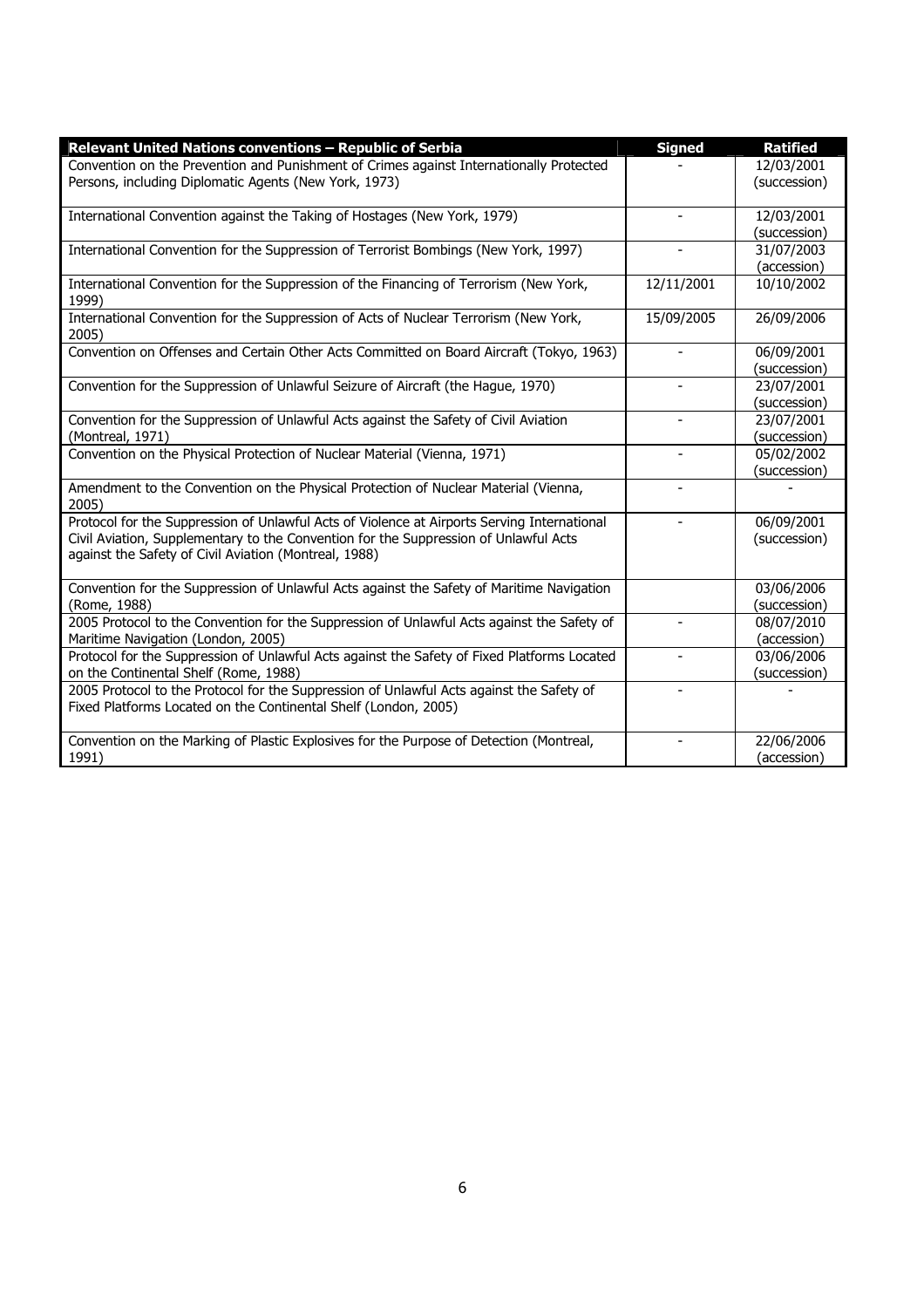| Relevant United Nations conventions – Republic of Serbia | Signed | Ratified |
|---|---|---|
| Convention on the Prevention and Punishment of Crimes against Internationally Protected Persons, including Diplomatic Agents (New York, 1973) | - | 12/03/2001 (succession) |
| International Convention against the Taking of Hostages (New York, 1979) | - | 12/03/2001 (succession) |
| International Convention for the Suppression of Terrorist Bombings (New York, 1997) | - | 31/07/2003 (accession) |
| International Convention for the Suppression of the Financing of Terrorism (New York, 1999) | 12/11/2001 | 10/10/2002 |
| International Convention for the Suppression of Acts of Nuclear Terrorism (New York, 2005) | 15/09/2005 | 26/09/2006 |
| Convention on Offenses and Certain Other Acts Committed on Board Aircraft (Tokyo, 1963) | - | 06/09/2001 (succession) |
| Convention for the Suppression of Unlawful Seizure of Aircraft (the Hague, 1970) | - | 23/07/2001 (succession) |
| Convention for the Suppression of Unlawful Acts against the Safety of Civil Aviation (Montreal, 1971) | - | 23/07/2001 (succession) |
| Convention on the Physical Protection of Nuclear Material (Vienna, 1971) | - | 05/02/2002 (succession) |
| Amendment to the Convention on the Physical Protection of Nuclear Material (Vienna, 2005) | - | - |
| Protocol for the Suppression of Unlawful Acts of Violence at Airports Serving International Civil Aviation, Supplementary to the Convention for the Suppression of Unlawful Acts against the Safety of Civil Aviation (Montreal, 1988) | - | 06/09/2001 (succession) |
| Convention for the Suppression of Unlawful Acts against the Safety of Maritime Navigation (Rome, 1988) | | 03/06/2006 (succession) |
| 2005 Protocol to the Convention for the Suppression of Unlawful Acts against the Safety of Maritime Navigation (London, 2005) | - | 08/07/2010 (accession) |
| Protocol for the Suppression of Unlawful Acts against the Safety of Fixed Platforms Located on the Continental Shelf (Rome, 1988) | - | 03/06/2006 (succession) |
| 2005 Protocol to the Protocol for the Suppression of Unlawful Acts against the Safety of Fixed Platforms Located on the Continental Shelf (London, 2005) | - | - |
| Convention on the Marking of Plastic Explosives for the Purpose of Detection (Montreal, 1991) | - | 22/06/2006 (accession) |